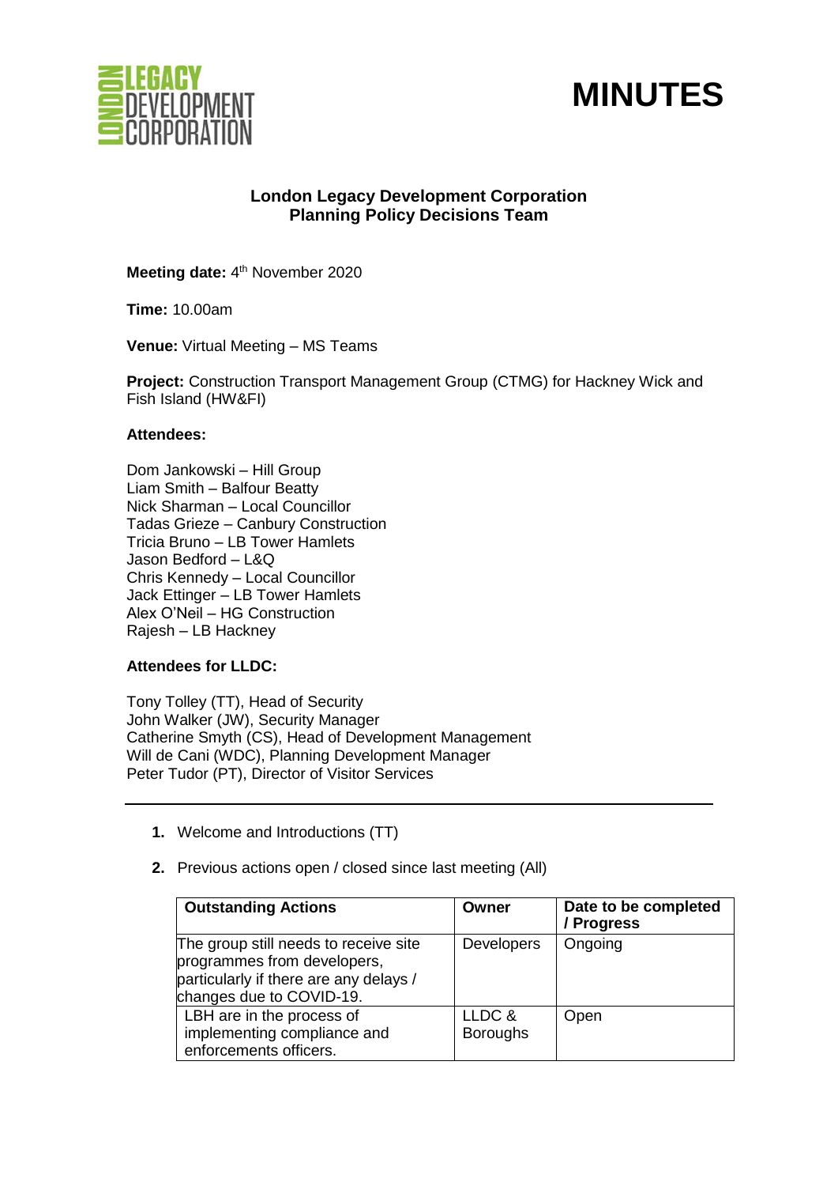# MINUTES

## London Legacy Development Corporation
## Planning Policy Decisions Team

**Meeting date:** 4th November 2020

**Time:** 10.00am

**Venue:** Virtual Meeting – MS Teams

**Project:** Construction Transport Management Group (CTMG) for Hackney Wick and Fish Island (HW&FI)

**Attendees:**

Dom Jankowski – Hill Group
Liam Smith – Balfour Beatty
Nick Sharman – Local Councillor
Tadas Grieze – Canbury Construction
Tricia Bruno – LB Tower Hamlets
Jason Bedford – L&Q
Chris Kennedy – Local Councillor
Jack Ettinger – LB Tower Hamlets
Alex O'Neil – HG Construction
Rajesh – LB Hackney

**Attendees for LLDC:**

Tony Tolley (TT), Head of Security
John Walker (JW), Security Manager
Catherine Smyth (CS), Head of Development Management
Will de Cani (WDC), Planning Development Manager
Peter Tudor (PT), Director of Visitor Services

---

1. Welcome and Introductions (TT)

2. Previous actions open / closed since last meeting (All)

| Outstanding Actions | Owner | Date to be completed / Progress |
|---|---|---|
| The group still needs to receive site programmes from developers, particularly if there are any delays / changes due to COVID-19. | Developers | Ongoing |
| LBH are in the process of implementing compliance and enforcements officers. | LLDC & Boroughs | Open |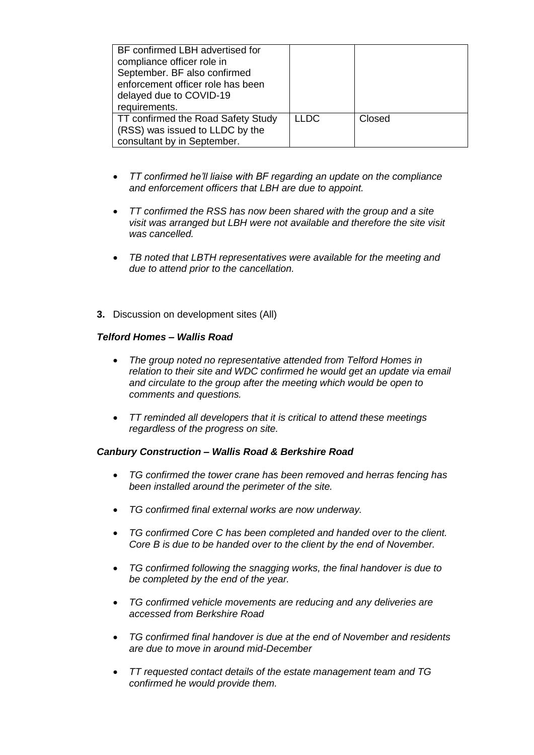| | | |
|---|---|---|
| BF confirmed LBH advertised for compliance officer role in September. BF also confirmed enforcement officer role has been delayed due to COVID-19 requirements. | | |
| TT confirmed the Road Safety Study (RSS) was issued to LLDC by the consultant by in September. | LLDC | Closed |

- *TT confirmed he'll liaise with BF regarding an update on the compliance and enforcement officers that LBH are due to appoint.*

- *TT confirmed the RSS has now been shared with the group and a site visit was arranged but LBH were not available and therefore the site visit was cancelled.*

- *TB noted that LBTH representatives were available for the meeting and due to attend prior to the cancellation.*

**3.** Discussion on development sites (All)

***Telford Homes – Wallis Road***

- *The group noted no representative attended from Telford Homes in relation to their site and WDC confirmed he would get an update via email and circulate to the group after the meeting which would be open to comments and questions.*

- *TT reminded all developers that it is critical to attend these meetings regardless of the progress on site.*

***Canbury Construction – Wallis Road & Berkshire Road***

- *TG confirmed the tower crane has been removed and herras fencing has been installed around the perimeter of the site.*

- *TG confirmed final external works are now underway.*

- *TG confirmed Core C has been completed and handed over to the client. Core B is due to be handed over to the client by the end of November.*

- *TG confirmed following the snagging works, the final handover is due to be completed by the end of the year.*

- *TG confirmed vehicle movements are reducing and any deliveries are accessed from Berkshire Road*

- *TG confirmed final handover is due at the end of November and residents are due to move in around mid-December*

- *TT requested contact details of the estate management team and TG confirmed he would provide them.*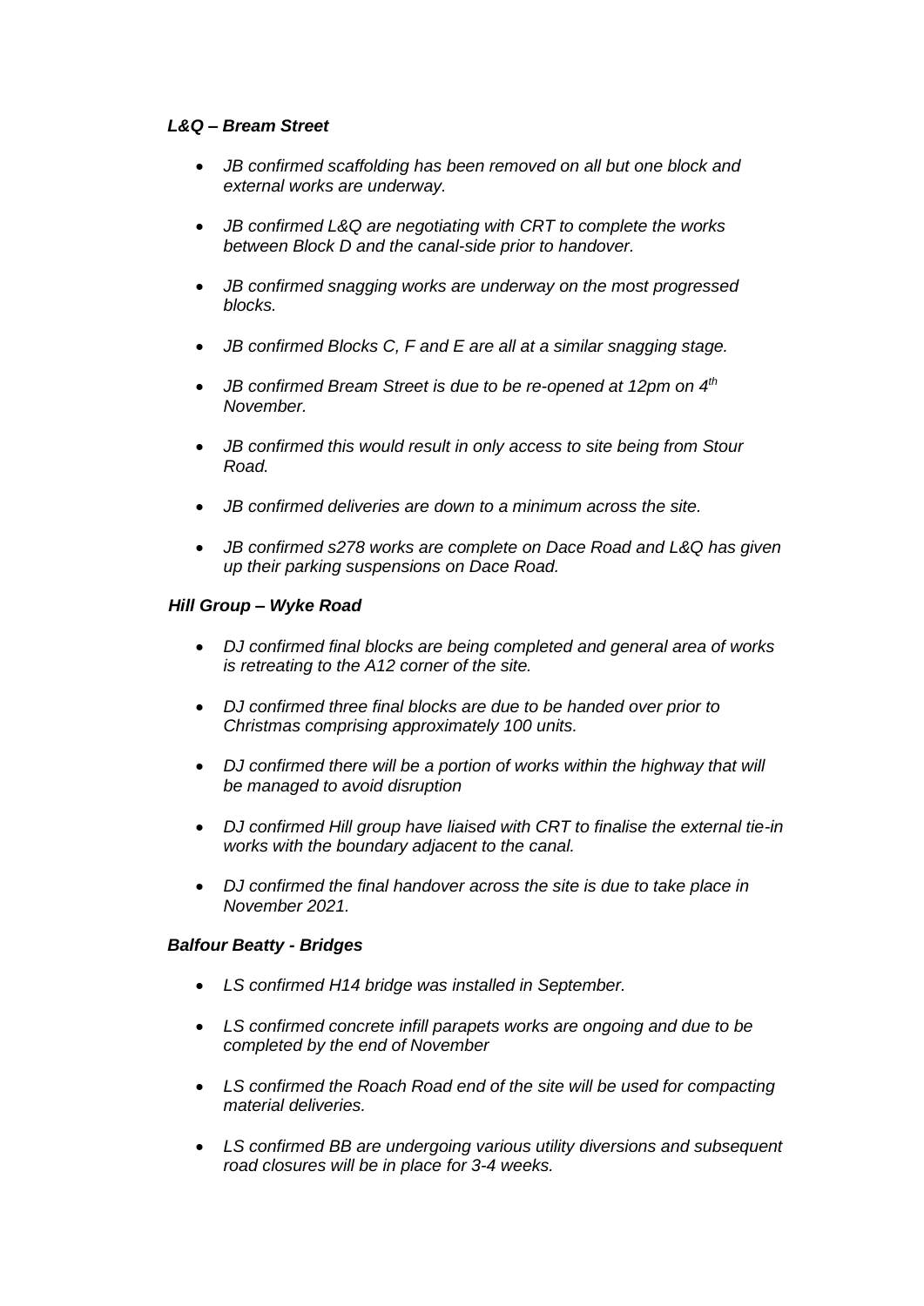***L&Q – Bream Street***

- *JB confirmed scaffolding has been removed on all but one block and external works are underway.*
- *JB confirmed L&Q are negotiating with CRT to complete the works between Block D and the canal-side prior to handover.*
- *JB confirmed snagging works are underway on the most progressed blocks.*
- *JB confirmed Blocks C, F and E are all at a similar snagging stage.*
- *JB confirmed Bream Street is due to be re-opened at 12pm on 4th November.*
- *JB confirmed this would result in only access to site being from Stour Road.*
- *JB confirmed deliveries are down to a minimum across the site.*
- *JB confirmed s278 works are complete on Dace Road and L&Q has given up their parking suspensions on Dace Road.*

***Hill Group – Wyke Road***

- *DJ confirmed final blocks are being completed and general area of works is retreating to the A12 corner of the site.*
- *DJ confirmed three final blocks are due to be handed over prior to Christmas comprising approximately 100 units.*
- *DJ confirmed there will be a portion of works within the highway that will be managed to avoid disruption*
- *DJ confirmed Hill group have liaised with CRT to finalise the external tie-in works with the boundary adjacent to the canal.*
- *DJ confirmed the final handover across the site is due to take place in November 2021.*

***Balfour Beatty - Bridges***

- *LS confirmed H14 bridge was installed in September.*
- *LS confirmed concrete infill parapets works are ongoing and due to be completed by the end of November*
- *LS confirmed the Roach Road end of the site will be used for compacting material deliveries.*
- *LS confirmed BB are undergoing various utility diversions and subsequent road closures will be in place for 3-4 weeks.*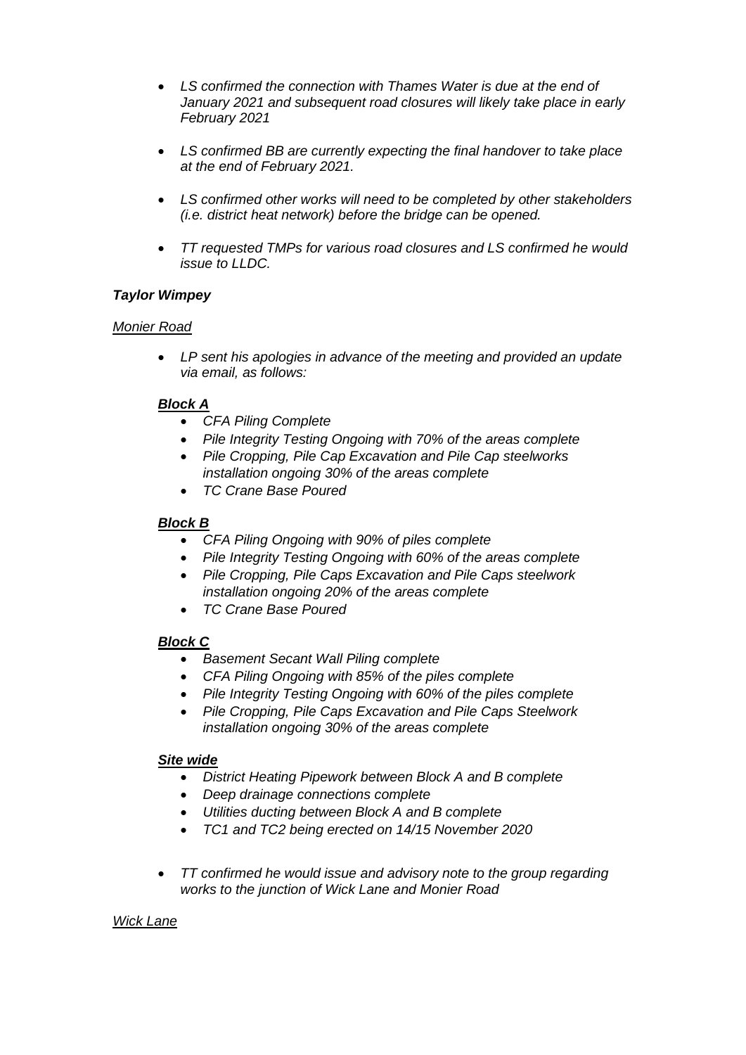- *LS confirmed the connection with Thames Water is due at the end of January 2021 and subsequent road closures will likely take place in early February 2021*

- *LS confirmed BB are currently expecting the final handover to take place at the end of February 2021.*

- *LS confirmed other works will need to be completed by other stakeholders (i.e. district heat network) before the bridge can be opened.*

- *TT requested TMPs for various road closures and LS confirmed he would issue to LLDC.*

***Taylor Wimpey***

*Monier Road*

- *LP sent his apologies in advance of the meeting and provided an update via email, as follows:*

***Block A***

- *CFA Piling Complete*
- *Pile Integrity Testing Ongoing with 70% of the areas complete*
- *Pile Cropping, Pile Cap Excavation and Pile Cap steelworks installation ongoing 30% of the areas complete*
- *TC Crane Base Poured*

***Block B***

- *CFA Piling Ongoing with 90% of piles complete*
- *Pile Integrity Testing Ongoing with 60% of the areas complete*
- *Pile Cropping, Pile Caps Excavation and Pile Caps steelwork installation ongoing 20% of the areas complete*
- *TC Crane Base Poured*

***Block C***

- *Basement Secant Wall Piling complete*
- *CFA Piling Ongoing with 85% of the piles complete*
- *Pile Integrity Testing Ongoing with 60% of the piles complete*
- *Pile Cropping, Pile Caps Excavation and Pile Caps Steelwork installation ongoing 30% of the areas complete*

***Site wide***

- *District Heating Pipework between Block A and B complete*
- *Deep drainage connections complete*
- *Utilities ducting between Block A and B complete*
- *TC1 and TC2 being erected on 14/15 November 2020*

- *TT confirmed he would issue and advisory note to the group regarding works to the junction of Wick Lane and Monier Road*

*Wick Lane*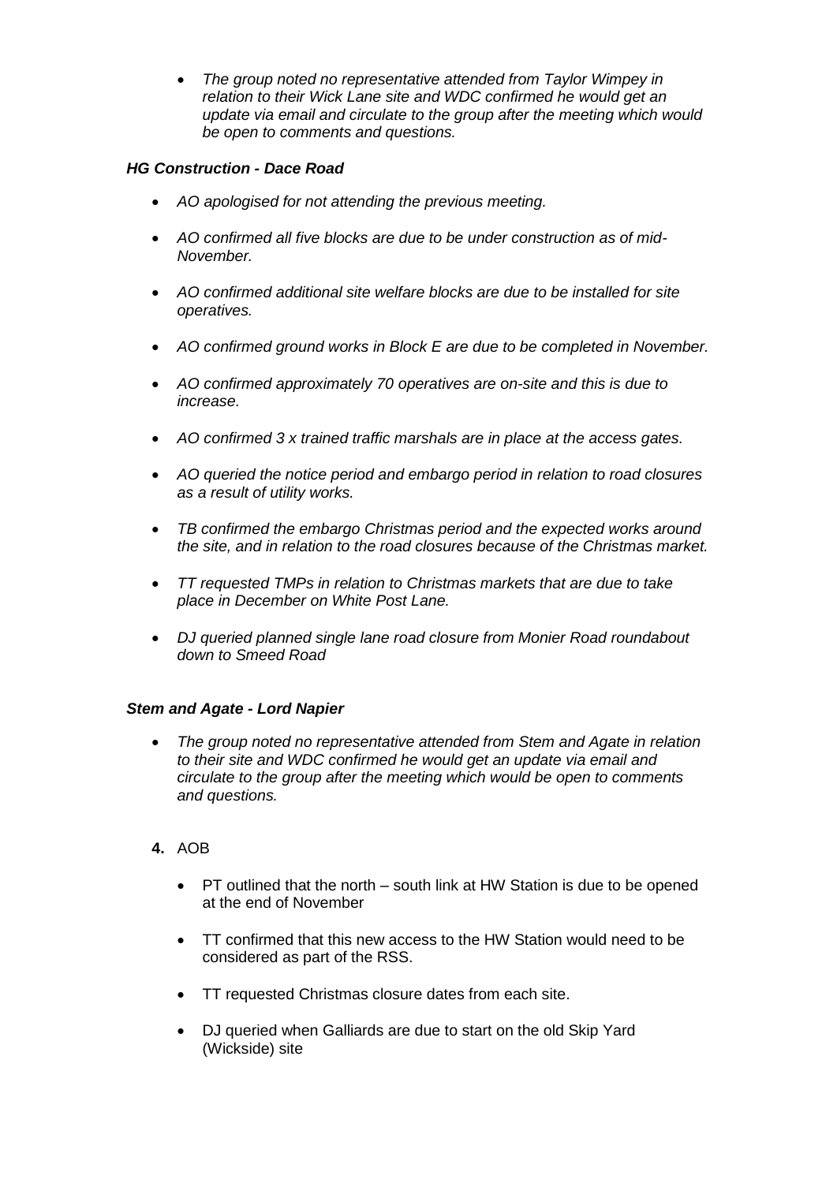- *The group noted no representative attended from Taylor Wimpey in relation to their Wick Lane site and WDC confirmed he would get an update via email and circulate to the group after the meeting which would be open to comments and questions.*

***HG Construction - Dace Road***

- *AO apologised for not attending the previous meeting.*
- *AO confirmed all five blocks are due to be under construction as of mid-November.*
- *AO confirmed additional site welfare blocks are due to be installed for site operatives.*
- *AO confirmed ground works in Block E are due to be completed in November.*
- *AO confirmed approximately 70 operatives are on-site and this is due to increase.*
- *AO confirmed 3 x trained traffic marshals are in place at the access gates.*
- *AO queried the notice period and embargo period in relation to road closures as a result of utility works.*
- *TB confirmed the embargo Christmas period and the expected works around the site, and in relation to the road closures because of the Christmas market.*
- *TT requested TMPs in relation to Christmas markets that are due to take place in December on White Post Lane.*
- *DJ queried planned single lane road closure from Monier Road roundabout down to Smeed Road*

***Stem and Agate - Lord Napier***

- *The group noted no representative attended from Stem and Agate in relation to their site and WDC confirmed he would get an update via email and circulate to the group after the meeting which would be open to comments and questions.*

**4.** AOB

- PT outlined that the north – south link at HW Station is due to be opened at the end of November
- TT confirmed that this new access to the HW Station would need to be considered as part of the RSS.
- TT requested Christmas closure dates from each site.
- DJ queried when Galliards are due to start on the old Skip Yard (Wickside) site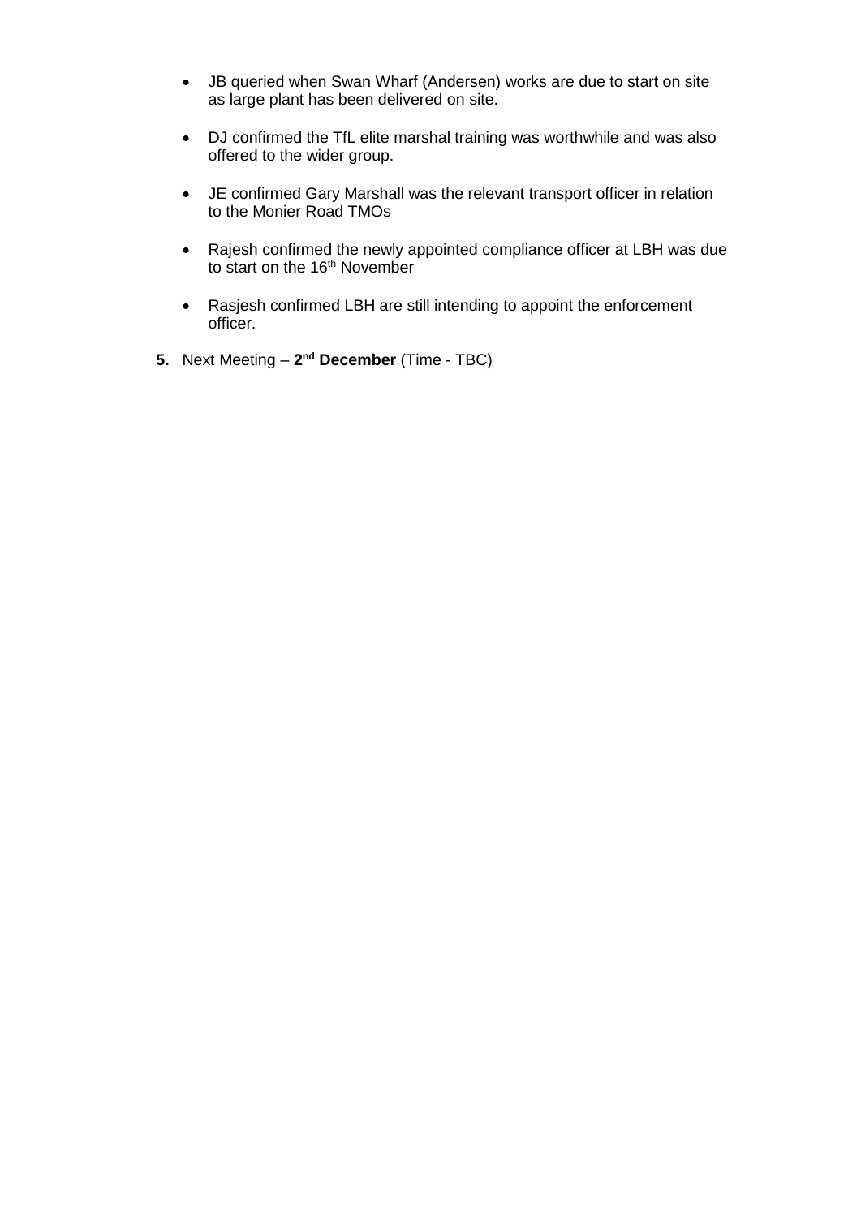- JB queried when Swan Wharf (Andersen) works are due to start on site as large plant has been delivered on site.

- DJ confirmed the TfL elite marshal training was worthwhile and was also offered to the wider group.

- JE confirmed Gary Marshall was the relevant transport officer in relation to the Monier Road TMOs

- Rajesh confirmed the newly appointed compliance officer at LBH was due to start on the 16th November

- Rasjesh confirmed LBH are still intending to appoint the enforcement officer.

**5.** Next Meeting – **2nd December** (Time - TBC)